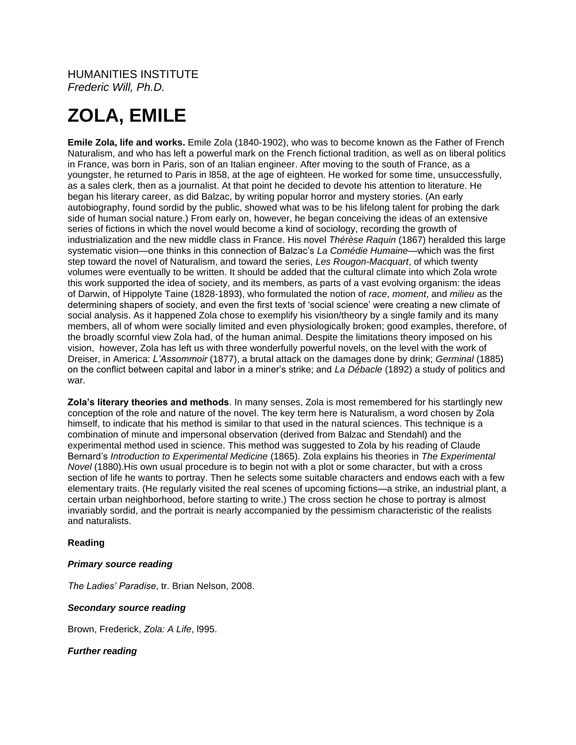HUMANITIES INSTITUTE
*Frederic Will, Ph.D.*

# ZOLA, EMILE

**Emile Zola, life and works.** Emile Zola (1840-1902), who was to become known as the Father of French Naturalism, and who has left a powerful mark on the French fictional tradition, as well as on liberal politics in France, was born in Paris, son of an Italian engineer. After moving to the south of France, as a youngster, he returned to Paris in l858, at the age of eighteen. He worked for some time, unsuccessfully, as a sales clerk, then as a journalist. At that point he decided to devote his attention to literature. He began his literary career, as did Balzac, by writing popular horror and mystery stories. (An early autobiography, found sordid by the public, showed what was to be his lifelong talent for probing the dark side of human social nature.) From early on, however, he began conceiving the ideas of an extensive series of fictions in which the novel would become a kind of sociology, recording the growth of industrialization and the new middle class in France. His novel *Thérèse Raquin* (1867) heralded this large systematic vision—one thinks in this connection of Balzac's *La Comédie Humaine*—which was the first step toward the novel of Naturalism, and toward the series, *Les Rougon-Macquart*, of which twenty volumes were eventually to be written. It should be added that the cultural climate into which Zola wrote this work supported the idea of society, and its members, as parts of a vast evolving organism: the ideas of Darwin, of Hippolyte Taine (1828-1893), who formulated the notion of *race*, *moment*, and *milieu* as the determining shapers of society, and even the first texts of 'social science' were creating a new climate of social analysis. As it happened Zola chose to exemplify his vision/theory by a single family and its many members, all of whom were socially limited and even physiologically broken; good examples, therefore, of the broadly scornful view Zola had, of the human animal. Despite the limitations theory imposed on his vision, however, Zola has left us with three wonderfully powerful novels, on the level with the work of Dreiser, in America: *L'Assommoir* (1877), a brutal attack on the damages done by drink; *Germinal* (1885) on the conflict between capital and labor in a miner's strike; and *La Débacle* (1892) a study of politics and war.

**Zola's literary theories and methods**. In many senses, Zola is most remembered for his startlingly new conception of the role and nature of the novel. The key term here is Naturalism, a word chosen by Zola himself, to indicate that his method is similar to that used in the natural sciences. This technique is a combination of minute and impersonal observation (derived from Balzac and Stendahl) and the experimental method used in science. This method was suggested to Zola by his reading of Claude Bernard's *Introduction to Experimental Medicine* (1865). Zola explains his theories in *The Experimental Novel* (1880).His own usual procedure is to begin not with a plot or some character, but with a cross section of life he wants to portray. Then he selects some suitable characters and endows each with a few elementary traits. (He regularly visited the real scenes of upcoming fictions—a strike, an industrial plant, a certain urban neighborhood, before starting to write.) The cross section he chose to portray is almost invariably sordid, and the portrait is nearly accompanied by the pessimism characteristic of the realists and naturalists.

**Reading**

***Primary source reading***

*The Ladies' Paradise*, tr. Brian Nelson, 2008.

***Secondary source reading***

Brown, Frederick, *Zola: A Life*, l995.

***Further reading***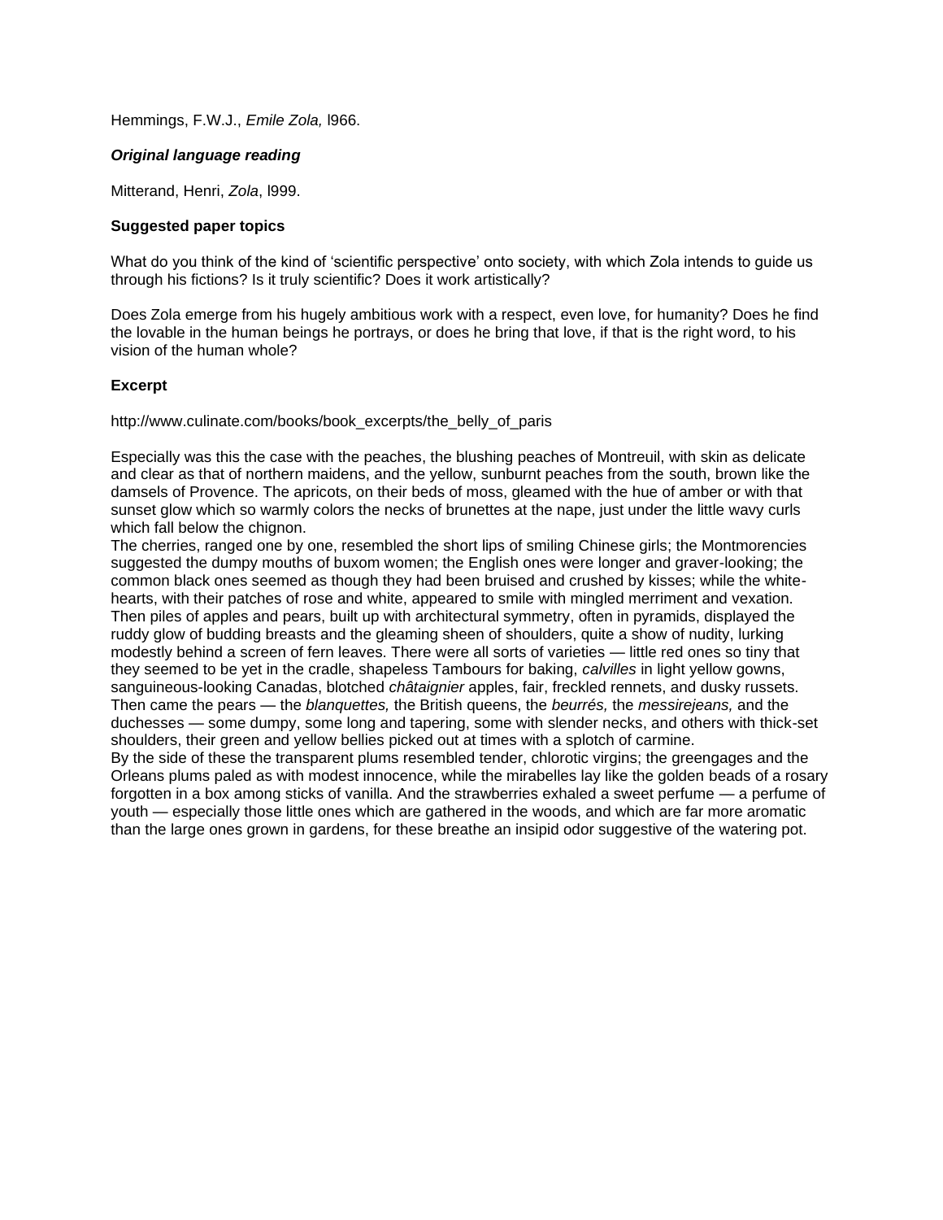Hemmings, F.W.J., *Emile Zola,* l966.

***Original language reading***

Mitterand, Henri, *Zola*, l999.

**Suggested paper topics**

What do you think of the kind of 'scientific perspective' onto society, with which Zola intends to guide us through his fictions? Is it truly scientific? Does it work artistically?

Does Zola emerge from his hugely ambitious work with a respect, even love, for humanity? Does he find the lovable in the human beings he portrays, or does he bring that love, if that is the right word, to his vision of the human whole?

**Excerpt**

http://www.culinate.com/books/book_excerpts/the_belly_of_paris

Especially was this the case with the peaches, the blushing peaches of Montreuil, with skin as delicate and clear as that of northern maidens, and the yellow, sunburnt peaches from the south, brown like the damsels of Provence. The apricots, on their beds of moss, gleamed with the hue of amber or with that sunset glow which so warmly colors the necks of brunettes at the nape, just under the little wavy curls which fall below the chignon.

The cherries, ranged one by one, resembled the short lips of smiling Chinese girls; the Montmorencies suggested the dumpy mouths of buxom women; the English ones were longer and graver-looking; the common black ones seemed as though they had been bruised and crushed by kisses; while the white-hearts, with their patches of rose and white, appeared to smile with mingled merriment and vexation. Then piles of apples and pears, built up with architectural symmetry, often in pyramids, displayed the ruddy glow of budding breasts and the gleaming sheen of shoulders, quite a show of nudity, lurking modestly behind a screen of fern leaves. There were all sorts of varieties — little red ones so tiny that they seemed to be yet in the cradle, shapeless Tambours for baking, *calvilles* in light yellow gowns, sanguineous-looking Canadas, blotched *châtaignier* apples, fair, freckled rennets, and dusky russets. Then came the pears — the *blanquettes,* the British queens, the *beurrés,* the *messirejeans,* and the duchesses — some dumpy, some long and tapering, some with slender necks, and others with thick-set shoulders, their green and yellow bellies picked out at times with a splotch of carmine.

By the side of these the transparent plums resembled tender, chlorotic virgins; the greengages and the Orleans plums paled as with modest innocence, while the mirabelles lay like the golden beads of a rosary forgotten in a box among sticks of vanilla. And the strawberries exhaled a sweet perfume — a perfume of youth — especially those little ones which are gathered in the woods, and which are far more aromatic than the large ones grown in gardens, for these breathe an insipid odor suggestive of the watering pot.